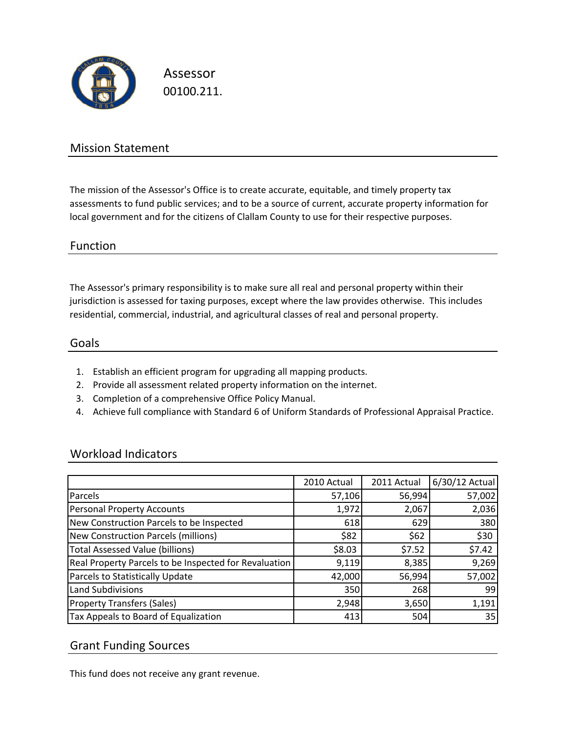# Assessor

00100.211.

## Mission Statement

The mission of the Assessor's Office is to create accurate, equitable, and timely property tax assessments to fund public services; and to be a source of current, accurate property information for local government and for the citizens of Clallam County to use for their respective purposes.

## Function

The Assessor's primary responsibility is to make sure all real and personal property within their jurisdiction is assessed for taxing purposes, except where the law provides otherwise. This includes residential, commercial, industrial, and agricultural classes of real and personal property.

## Goals

1. Establish an efficient program for upgrading all mapping products.
2. Provide all assessment related property information on the internet.
3. Completion of a comprehensive Office Policy Manual.
4. Achieve full compliance with Standard 6 of Uniform Standards of Professional Appraisal Practice.

## Workload Indicators

| | 2010 Actual | 2011 Actual | 6/30/12 Actual |
|---|---|---|---|
| Parcels | 57,106 | 56,994 | 57,002 |
| Personal Property Accounts | 1,972 | 2,067 | 2,036 |
| New Construction Parcels to be Inspected | 618 | 629 | 380 |
| New Construction Parcels (millions) | $82 | $62 | $30 |
| Total Assessed Value (billions) | $8.03 | $7.52 | $7.42 |
| Real Property Parcels to be Inspected for Revaluation | 9,119 | 8,385 | 9,269 |
| Parcels to Statistically Update | 42,000 | 56,994 | 57,002 |
| Land Subdivisions | 350 | 268 | 99 |
| Property Transfers (Sales) | 2,948 | 3,650 | 1,191 |
| Tax Appeals to Board of Equalization | 413 | 504 | 35 |

## Grant Funding Sources

This fund does not receive any grant revenue.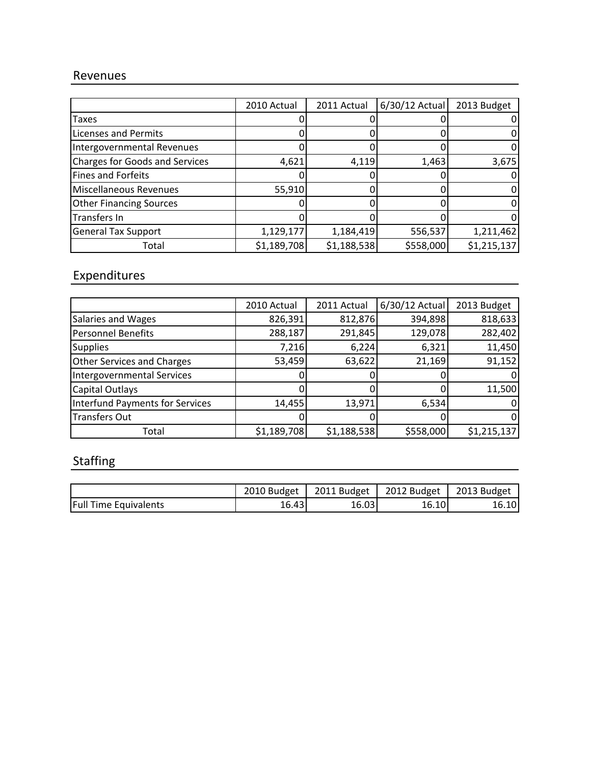## Revenues

| | 2010 Actual | 2011 Actual | 6/30/12 Actual | 2013 Budget |
|---|---|---|---|---|
| Taxes | 0 | 0 | 0 | 0 |
| Licenses and Permits | 0 | 0 | 0 | 0 |
| Intergovernmental Revenues | 0 | 0 | 0 | 0 |
| Charges for Goods and Services | 4,621 | 4,119 | 1,463 | 3,675 |
| Fines and Forfeits | 0 | 0 | 0 | 0 |
| Miscellaneous Revenues | 55,910 | 0 | 0 | 0 |
| Other Financing Sources | 0 | 0 | 0 | 0 |
| Transfers In | 0 | 0 | 0 | 0 |
| General Tax Support | 1,129,177 | 1,184,419 | 556,537 | 1,211,462 |
| Total | $1,189,708 | $1,188,538 | $558,000 | $1,215,137 |

## Expenditures

| | 2010 Actual | 2011 Actual | 6/30/12 Actual | 2013 Budget |
|---|---|---|---|---|
| Salaries and Wages | 826,391 | 812,876 | 394,898 | 818,633 |
| Personnel Benefits | 288,187 | 291,845 | 129,078 | 282,402 |
| Supplies | 7,216 | 6,224 | 6,321 | 11,450 |
| Other Services and Charges | 53,459 | 63,622 | 21,169 | 91,152 |
| Intergovernmental Services | 0 | 0 | 0 | 0 |
| Capital Outlays | 0 | 0 | 0 | 11,500 |
| Interfund Payments for Services | 14,455 | 13,971 | 6,534 | 0 |
| Transfers Out | 0 | 0 | 0 | 0 |
| Total | $1,189,708 | $1,188,538 | $558,000 | $1,215,137 |

## Staffing

| | 2010 Budget | 2011 Budget | 2012 Budget | 2013 Budget |
|---|---|---|---|---|
| Full Time Equivalents | 16.43 | 16.03 | 16.10 | 16.10 |